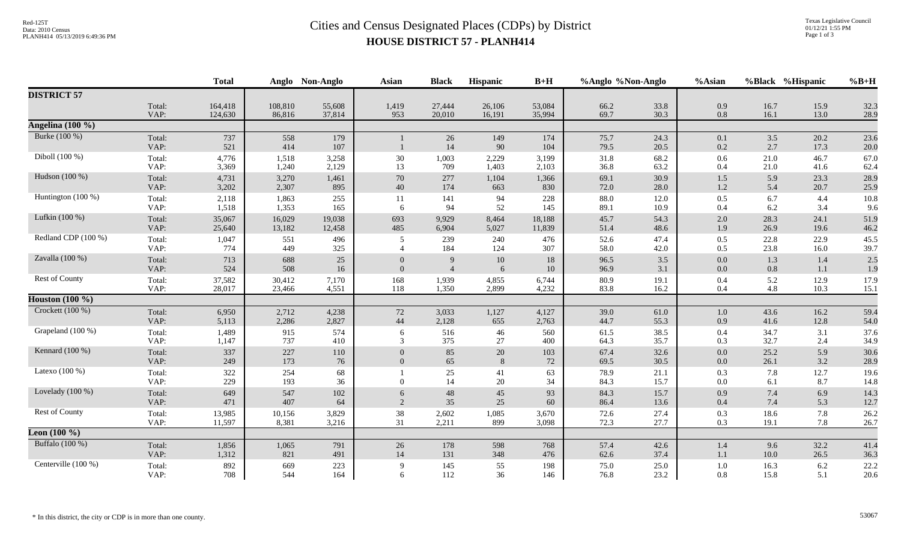# Cities and Census Designated Places (CDPs) by District

## HOUSE DISTRICT 57 - PLANH414

Red-125T
Data: 2010 Census
PLANH414 05/13/2019 6:49:36 PM

Texas Legislative Council
01/12/21 1:55 PM

| | | Total | Anglo | Non-Anglo | Asian | Black | Hispanic | B+H | %Anglo | %Non-Anglo | %Asian | %Black | %Hispanic | %B+H |
|---|---|---|---|---|---|---|---|---|---|---|---|---|---|---|
| **DISTRICT 57** | | | | | | | | | | | | | | |
| | Total: | 164,418 | 108,810 | 55,608 | 1,419 | 27,444 | 26,106 | 53,084 | 66.2 | 33.8 | 0.9 | 16.7 | 15.9 | 32.3 |
| | VAP: | 124,630 | 86,816 | 37,814 | 953 | 20,010 | 16,191 | 35,994 | 69.7 | 30.3 | 0.8 | 16.1 | 13.0 | 28.9 |
| **Angelina (100 %)** | | | | | | | | | | | | | | |
| Burke (100 %) | Total: | 737 | 558 | 179 | 1 | 26 | 149 | 174 | 75.7 | 24.3 | 0.1 | 3.5 | 20.2 | 23.6 |
| | VAP: | 521 | 414 | 107 | 1 | 14 | 90 | 104 | 79.5 | 20.5 | 0.2 | 2.7 | 17.3 | 20.0 |
| Diboll (100 %) | Total: | 4,776 | 1,518 | 3,258 | 30 | 1,003 | 2,229 | 3,199 | 31.8 | 68.2 | 0.6 | 21.0 | 46.7 | 67.0 |
| | VAP: | 3,369 | 1,240 | 2,129 | 13 | 709 | 1,403 | 2,103 | 36.8 | 63.2 | 0.4 | 21.0 | 41.6 | 62.4 |
| Hudson (100 %) | Total: | 4,731 | 3,270 | 1,461 | 70 | 277 | 1,104 | 1,366 | 69.1 | 30.9 | 1.5 | 5.9 | 23.3 | 28.9 |
| | VAP: | 3,202 | 2,307 | 895 | 40 | 174 | 663 | 830 | 72.0 | 28.0 | 1.2 | 5.4 | 20.7 | 25.9 |
| Huntington (100 %) | Total: | 2,118 | 1,863 | 255 | 11 | 141 | 94 | 228 | 88.0 | 12.0 | 0.5 | 6.7 | 4.4 | 10.8 |
| | VAP: | 1,518 | 1,353 | 165 | 6 | 94 | 52 | 145 | 89.1 | 10.9 | 0.4 | 6.2 | 3.4 | 9.6 |
| Lufkin (100 %) | Total: | 35,067 | 16,029 | 19,038 | 693 | 9,929 | 8,464 | 18,188 | 45.7 | 54.3 | 2.0 | 28.3 | 24.1 | 51.9 |
| | VAP: | 25,640 | 13,182 | 12,458 | 485 | 6,904 | 5,027 | 11,839 | 51.4 | 48.6 | 1.9 | 26.9 | 19.6 | 46.2 |
| Redland CDP (100 %) | Total: | 1,047 | 551 | 496 | 5 | 239 | 240 | 476 | 52.6 | 47.4 | 0.5 | 22.8 | 22.9 | 45.5 |
| | VAP: | 774 | 449 | 325 | 4 | 184 | 124 | 307 | 58.0 | 42.0 | 0.5 | 23.8 | 16.0 | 39.7 |
| Zavalla (100 %) | Total: | 713 | 688 | 25 | 0 | 9 | 10 | 18 | 96.5 | 3.5 | 0.0 | 1.3 | 1.4 | 2.5 |
| | VAP: | 524 | 508 | 16 | 0 | 4 | 6 | 10 | 96.9 | 3.1 | 0.0 | 0.8 | 1.1 | 1.9 |
| Rest of County | Total: | 37,582 | 30,412 | 7,170 | 168 | 1,939 | 4,855 | 6,744 | 80.9 | 19.1 | 0.4 | 5.2 | 12.9 | 17.9 |
| | VAP: | 28,017 | 23,466 | 4,551 | 118 | 1,350 | 2,899 | 4,232 | 83.8 | 16.2 | 0.4 | 4.8 | 10.3 | 15.1 |
| **Houston (100 %)** | | | | | | | | | | | | | | |
| Crockett (100 %) | Total: | 6,950 | 2,712 | 4,238 | 72 | 3,033 | 1,127 | 4,127 | 39.0 | 61.0 | 1.0 | 43.6 | 16.2 | 59.4 |
| | VAP: | 5,113 | 2,286 | 2,827 | 44 | 2,128 | 655 | 2,763 | 44.7 | 55.3 | 0.9 | 41.6 | 12.8 | 54.0 |
| Grapeland (100 %) | Total: | 1,489 | 915 | 574 | 6 | 516 | 46 | 560 | 61.5 | 38.5 | 0.4 | 34.7 | 3.1 | 37.6 |
| | VAP: | 1,147 | 737 | 410 | 3 | 375 | 27 | 400 | 64.3 | 35.7 | 0.3 | 32.7 | 2.4 | 34.9 |
| Kennard (100 %) | Total: | 337 | 227 | 110 | 0 | 85 | 20 | 103 | 67.4 | 32.6 | 0.0 | 25.2 | 5.9 | 30.6 |
| | VAP: | 249 | 173 | 76 | 0 | 65 | 8 | 72 | 69.5 | 30.5 | 0.0 | 26.1 | 3.2 | 28.9 |
| Latexo (100 %) | Total: | 322 | 254 | 68 | 1 | 25 | 41 | 63 | 78.9 | 21.1 | 0.3 | 7.8 | 12.7 | 19.6 |
| | VAP: | 229 | 193 | 36 | 0 | 14 | 20 | 34 | 84.3 | 15.7 | 0.0 | 6.1 | 8.7 | 14.8 |
| Lovelady (100 %) | Total: | 649 | 547 | 102 | 6 | 48 | 45 | 93 | 84.3 | 15.7 | 0.9 | 7.4 | 6.9 | 14.3 |
| | VAP: | 471 | 407 | 64 | 2 | 35 | 25 | 60 | 86.4 | 13.6 | 0.4 | 7.4 | 5.3 | 12.7 |
| Rest of County | Total: | 13,985 | 10,156 | 3,829 | 38 | 2,602 | 1,085 | 3,670 | 72.6 | 27.4 | 0.3 | 18.6 | 7.8 | 26.2 |
| | VAP: | 11,597 | 8,381 | 3,216 | 31 | 2,211 | 899 | 3,098 | 72.3 | 27.7 | 0.3 | 19.1 | 7.8 | 26.7 |
| **Leon (100 %)** | | | | | | | | | | | | | | |
| Buffalo (100 %) | Total: | 1,856 | 1,065 | 791 | 26 | 178 | 598 | 768 | 57.4 | 42.6 | 1.4 | 9.6 | 32.2 | 41.4 |
| | VAP: | 1,312 | 821 | 491 | 14 | 131 | 348 | 476 | 62.6 | 37.4 | 1.1 | 10.0 | 26.5 | 36.3 |
| Centerville (100 %) | Total: | 892 | 669 | 223 | 9 | 145 | 55 | 198 | 75.0 | 25.0 | 1.0 | 16.3 | 6.2 | 22.2 |
| | VAP: | 708 | 544 | 164 | 6 | 112 | 36 | 146 | 76.8 | 23.2 | 0.8 | 15.8 | 5.1 | 20.6 |

\* In this district, the city or CDP is in more than one county.

53067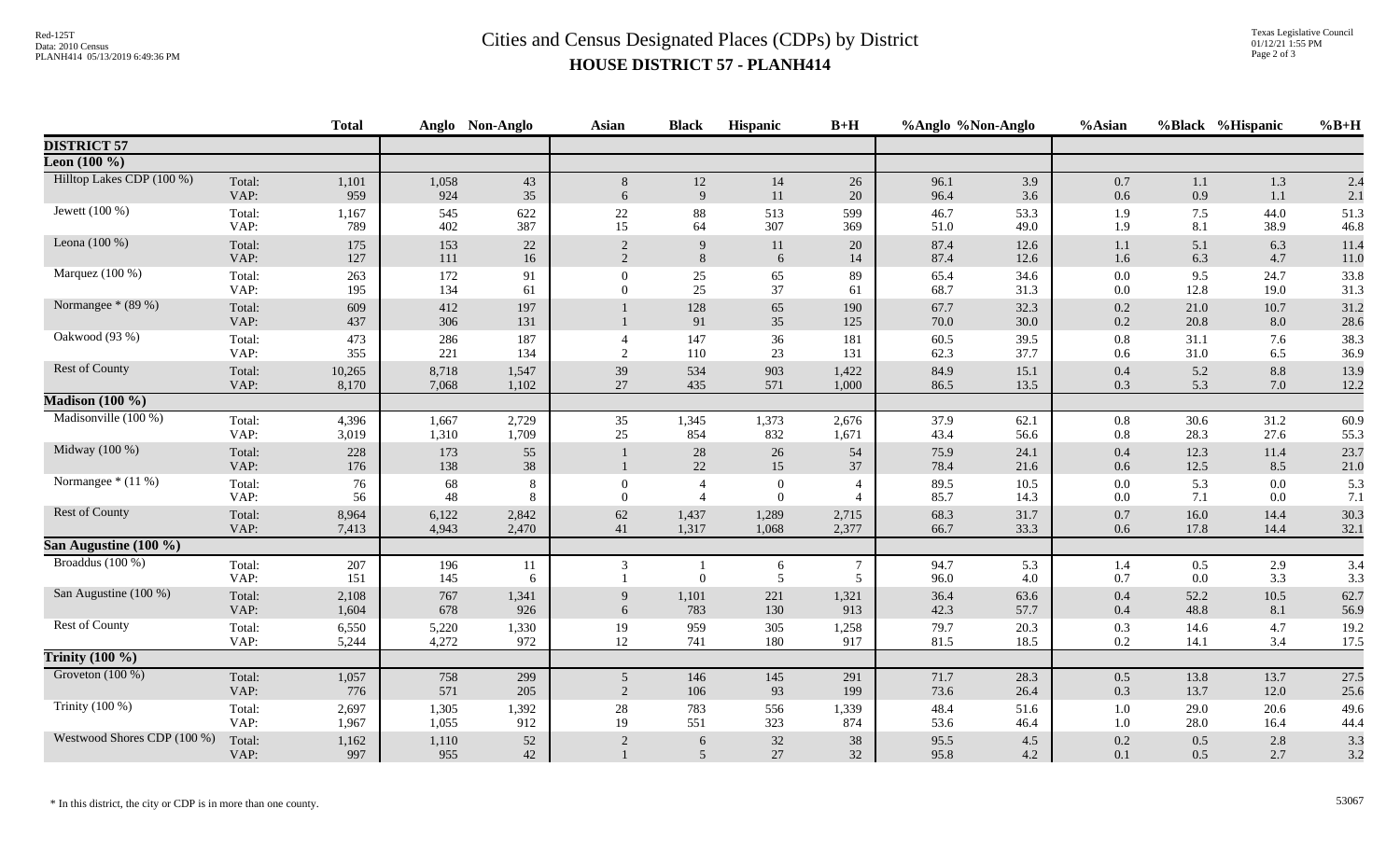# Cities and Census Designated Places (CDPs) by District

## HOUSE DISTRICT 57 - PLANH414

Red-125T
Data: 2010 Census
PLANH414 05/13/2019 6:49:36 PM

Texas Legislative Council
01/12/21 1:55 PM

| | | Total | Anglo | Non-Anglo | Asian | Black | Hispanic | B+H | %Anglo | %Non-Anglo | %Asian | %Black | %Hispanic | %B+H |
|---|---|---|---|---|---|---|---|---|---|---|---|---|---|---|
| **DISTRICT 57** | | | | | | | | | | | | | | |
| **Leon (100 %)** | | | | | | | | | | | | | | |
| Hilltop Lakes CDP (100 %) | Total: | 1,101 | 1,058 | 43 | 8 | 12 | 14 | 26 | 96.1 | 3.9 | 0.7 | 1.1 | 1.3 | 2.4 |
| | VAP: | 959 | 924 | 35 | 6 | 9 | 11 | 20 | 96.4 | 3.6 | 0.6 | 0.9 | 1.1 | 2.1 |
| Jewett (100 %) | Total: | 1,167 | 545 | 622 | 22 | 88 | 513 | 599 | 46.7 | 53.3 | 1.9 | 7.5 | 44.0 | 51.3 |
| | VAP: | 789 | 402 | 387 | 15 | 64 | 307 | 369 | 51.0 | 49.0 | 1.9 | 8.1 | 38.9 | 46.8 |
| Leona (100 %) | Total: | 175 | 153 | 22 | 2 | 9 | 11 | 20 | 87.4 | 12.6 | 1.1 | 5.1 | 6.3 | 11.4 |
| | VAP: | 127 | 111 | 16 | 2 | 8 | 6 | 14 | 87.4 | 12.6 | 1.6 | 6.3 | 4.7 | 11.0 |
| Marquez (100 %) | Total: | 263 | 172 | 91 | 0 | 25 | 65 | 89 | 65.4 | 34.6 | 0.0 | 9.5 | 24.7 | 33.8 |
| | VAP: | 195 | 134 | 61 | 0 | 25 | 37 | 61 | 68.7 | 31.3 | 0.0 | 12.8 | 19.0 | 31.3 |
| Normangee * (89 %) | Total: | 609 | 412 | 197 | 1 | 128 | 65 | 190 | 67.7 | 32.3 | 0.2 | 21.0 | 10.7 | 31.2 |
| | VAP: | 437 | 306 | 131 | 1 | 91 | 35 | 125 | 70.0 | 30.0 | 0.2 | 20.8 | 8.0 | 28.6 |
| Oakwood (93 %) | Total: | 473 | 286 | 187 | 4 | 147 | 36 | 181 | 60.5 | 39.5 | 0.8 | 31.1 | 7.6 | 38.3 |
| | VAP: | 355 | 221 | 134 | 2 | 110 | 23 | 131 | 62.3 | 37.7 | 0.6 | 31.0 | 6.5 | 36.9 |
| Rest of County | Total: | 10,265 | 8,718 | 1,547 | 39 | 534 | 903 | 1,422 | 84.9 | 15.1 | 0.4 | 5.2 | 8.8 | 13.9 |
| | VAP: | 8,170 | 7,068 | 1,102 | 27 | 435 | 571 | 1,000 | 86.5 | 13.5 | 0.3 | 5.3 | 7.0 | 12.2 |
| **Madison (100 %)** | | | | | | | | | | | | | | |
| Madisonville (100 %) | Total: | 4,396 | 1,667 | 2,729 | 35 | 1,345 | 1,373 | 2,676 | 37.9 | 62.1 | 0.8 | 30.6 | 31.2 | 60.9 |
| | VAP: | 3,019 | 1,310 | 1,709 | 25 | 854 | 832 | 1,671 | 43.4 | 56.6 | 0.8 | 28.3 | 27.6 | 55.3 |
| Midway (100 %) | Total: | 228 | 173 | 55 | 1 | 28 | 26 | 54 | 75.9 | 24.1 | 0.4 | 12.3 | 11.4 | 23.7 |
| | VAP: | 176 | 138 | 38 | 1 | 22 | 15 | 37 | 78.4 | 21.6 | 0.6 | 12.5 | 8.5 | 21.0 |
| Normangee * (11 %) | Total: | 76 | 68 | 8 | 0 | 4 | 0 | 4 | 89.5 | 10.5 | 0.0 | 5.3 | 0.0 | 5.3 |
| | VAP: | 56 | 48 | 8 | 0 | 4 | 0 | 4 | 85.7 | 14.3 | 0.0 | 7.1 | 0.0 | 7.1 |
| Rest of County | Total: | 8,964 | 6,122 | 2,842 | 62 | 1,437 | 1,289 | 2,715 | 68.3 | 31.7 | 0.7 | 16.0 | 14.4 | 30.3 |
| | VAP: | 7,413 | 4,943 | 2,470 | 41 | 1,317 | 1,068 | 2,377 | 66.7 | 33.3 | 0.6 | 17.8 | 14.4 | 32.1 |
| **San Augustine (100 %)** | | | | | | | | | | | | | | |
| Broaddus (100 %) | Total: | 207 | 196 | 11 | 3 | 1 | 6 | 7 | 94.7 | 5.3 | 1.4 | 0.5 | 2.9 | 3.4 |
| | VAP: | 151 | 145 | 6 | 1 | 0 | 5 | 5 | 96.0 | 4.0 | 0.7 | 0.0 | 3.3 | 3.3 |
| San Augustine (100 %) | Total: | 2,108 | 767 | 1,341 | 9 | 1,101 | 221 | 1,321 | 36.4 | 63.6 | 0.4 | 52.2 | 10.5 | 62.7 |
| | VAP: | 1,604 | 678 | 926 | 6 | 783 | 130 | 913 | 42.3 | 57.7 | 0.4 | 48.8 | 8.1 | 56.9 |
| Rest of County | Total: | 6,550 | 5,220 | 1,330 | 19 | 959 | 305 | 1,258 | 79.7 | 20.3 | 0.3 | 14.6 | 4.7 | 19.2 |
| | VAP: | 5,244 | 4,272 | 972 | 12 | 741 | 180 | 917 | 81.5 | 18.5 | 0.2 | 14.1 | 3.4 | 17.5 |
| **Trinity (100 %)** | | | | | | | | | | | | | | |
| Groveton (100 %) | Total: | 1,057 | 758 | 299 | 5 | 146 | 145 | 291 | 71.7 | 28.3 | 0.5 | 13.8 | 13.7 | 27.5 |
| | VAP: | 776 | 571 | 205 | 2 | 106 | 93 | 199 | 73.6 | 26.4 | 0.3 | 13.7 | 12.0 | 25.6 |
| Trinity (100 %) | Total: | 2,697 | 1,305 | 1,392 | 28 | 783 | 556 | 1,339 | 48.4 | 51.6 | 1.0 | 29.0 | 20.6 | 49.6 |
| | VAP: | 1,967 | 1,055 | 912 | 19 | 551 | 323 | 874 | 53.6 | 46.4 | 1.0 | 28.0 | 16.4 | 44.4 |
| Westwood Shores CDP (100 %) | Total: | 1,162 | 1,110 | 52 | 2 | 6 | 32 | 38 | 95.5 | 4.5 | 0.2 | 0.5 | 2.8 | 3.3 |
| | VAP: | 997 | 955 | 42 | 1 | 5 | 27 | 32 | 95.8 | 4.2 | 0.1 | 0.5 | 2.7 | 3.2 |

* In this district, the city or CDP is in more than one county.

53067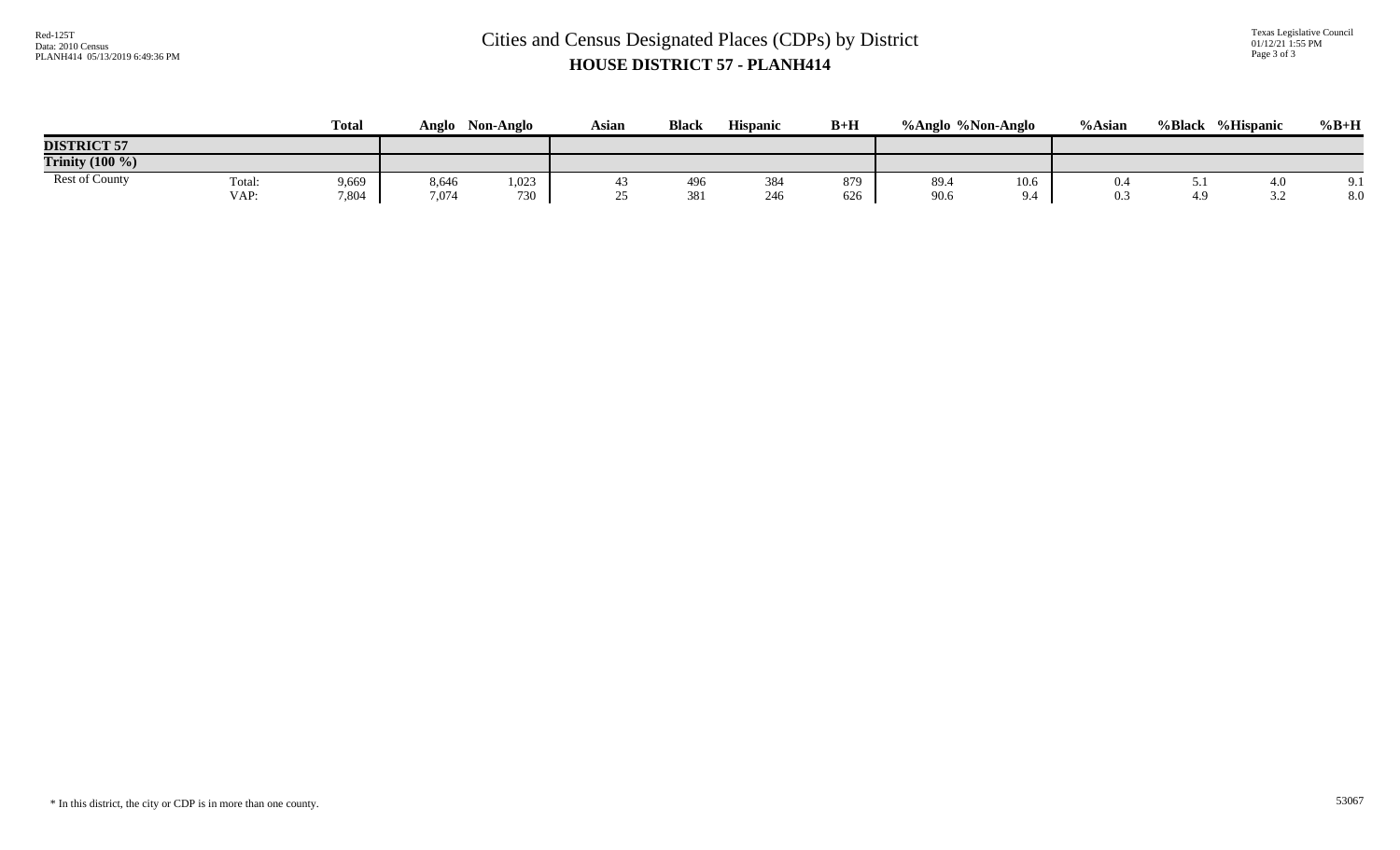# Cities and Census Designated Places (CDPs) by District

## HOUSE DISTRICT 57 - PLANH414

| | | Total | Anglo | Non-Anglo | Asian | Black | Hispanic | B+H | %Anglo | %Non-Anglo | %Asian | %Black | %Hispanic | %B+H |
|---|---|---|---|---|---|---|---|---|---|---|---|---|---|---|
| **DISTRICT 57** | | | | | | | | | | | | | | |
| **Trinity (100 %)** | | | | | | | | | | | | | | |
| Rest of County | Total: | 9,669 | 8,646 | 1,023 | 43 | 496 | 384 | 879 | 89.4 | 10.6 | 0.4 | 5.1 | 4.0 | 9.1 |
| | VAP: | 7,804 | 7,074 | 730 | 25 | 381 | 246 | 626 | 90.6 | 9.4 | 0.3 | 4.9 | 3.2 | 8.0 |

* In this district, the city or CDP is in more than one county.